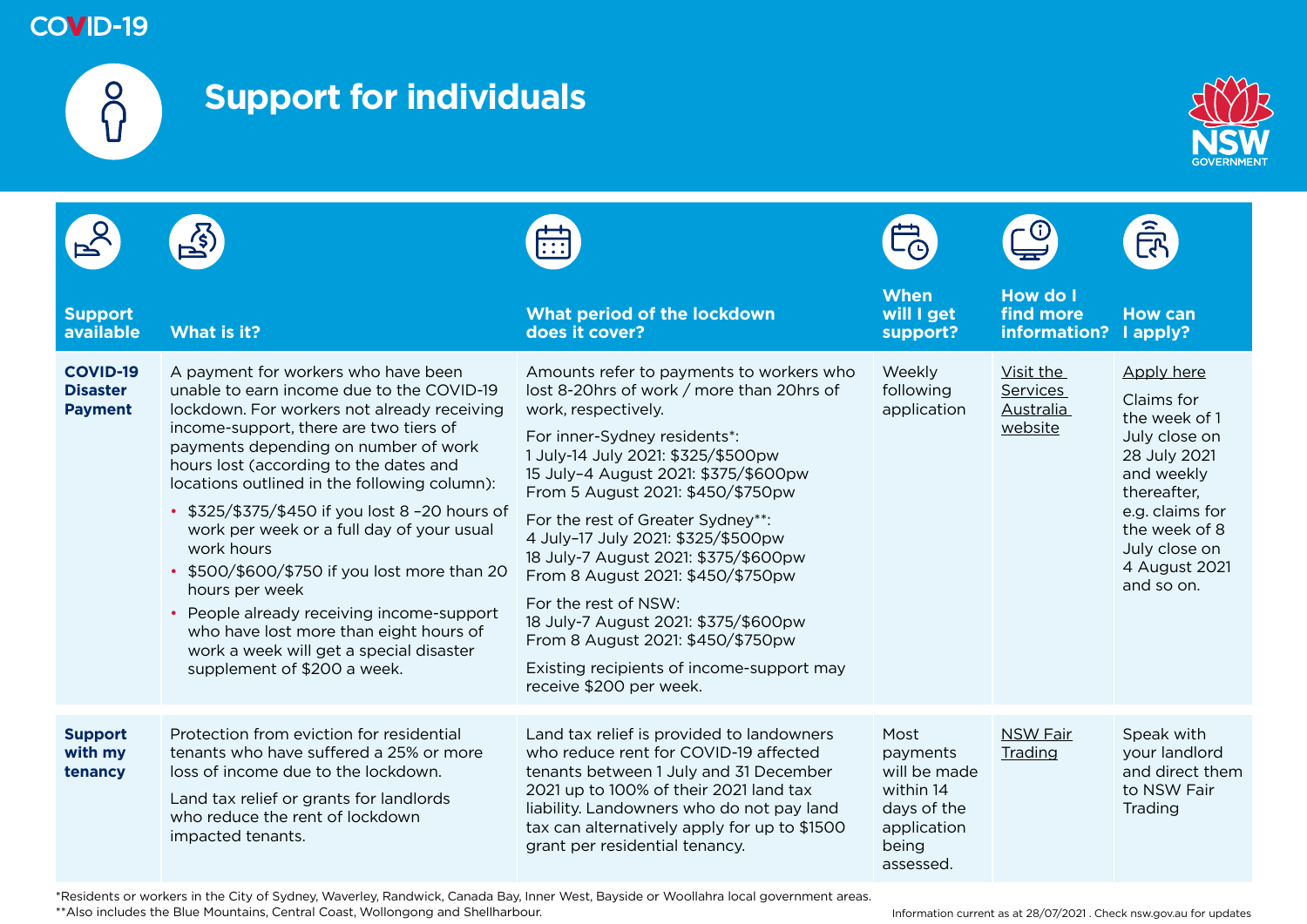COVID-19

# Support for individuals

| Support available | What is it? | What period of the lockdown does it cover? | When will I get support? | How do I find more information? | How can I apply? |
|---|---|---|---|---|---|
| **COVID-19 Disaster Payment** | A payment for workers who have been unable to earn income due to the COVID-19 lockdown. For workers not already receiving income-support, there are two tiers of payments depending on number of work hours lost (according to the dates and locations outlined in the following column):<br>• $325/$375/$450 if you lost 8 –20 hours of work per week or a full day of your usual work hours<br>• $500/$600/$750 if you lost more than 20 hours per week<br>• People already receiving income-support who have lost more than eight hours of work a week will get a special disaster supplement of $200 a week. | Amounts refer to payments to workers who lost 8-20hrs of work / more than 20hrs of work, respectively.<br>For inner-Sydney residents*:<br>1 July-14 July 2021: $325/$500pw<br>15 July–4 August 2021: $375/$600pw<br>From 5 August 2021: $450/$750pw<br>For the rest of Greater Sydney**:<br>4 July–17 July 2021: $325/$500pw<br>18 July-7 August 2021: $375/$600pw<br>From 8 August 2021: $450/$750pw<br>For the rest of NSW:<br>18 July-7 August 2021: $375/$600pw<br>From 8 August 2021: $450/$750pw<br>Existing recipients of income-support may receive $200 per week. | Weekly following application | Visit the Services Australia website | Apply here<br>Claims for the week of 1 July close on 28 July 2021 and weekly thereafter, e.g. claims for the week of 8 July close on 4 August 2021 and so on. |
| **Support with my tenancy** | Protection from eviction for residential tenants who have suffered a 25% or more loss of income due to the lockdown.<br>Land tax relief or grants for landlords who reduce the rent of lockdown impacted tenants. | Land tax relief is provided to landowners who reduce rent for COVID-19 affected tenants between 1 July and 31 December 2021 up to 100% of their 2021 land tax liability. Landowners who do not pay land tax can alternatively apply for up to $1500 grant per residential tenancy. | Most payments will be made within 14 days of the application being assessed. | NSW Fair Trading | Speak with your landlord and direct them to NSW Fair Trading |

*Residents or workers in the City of Sydney, Waverley, Randwick, Canada Bay, Inner West, Bayside or Woollahra local government areas.
**Also includes the Blue Mountains, Central Coast, Wollongong and Shellharbour.

Information current as at 28/07/2021 . Check nsw.gov.au for updates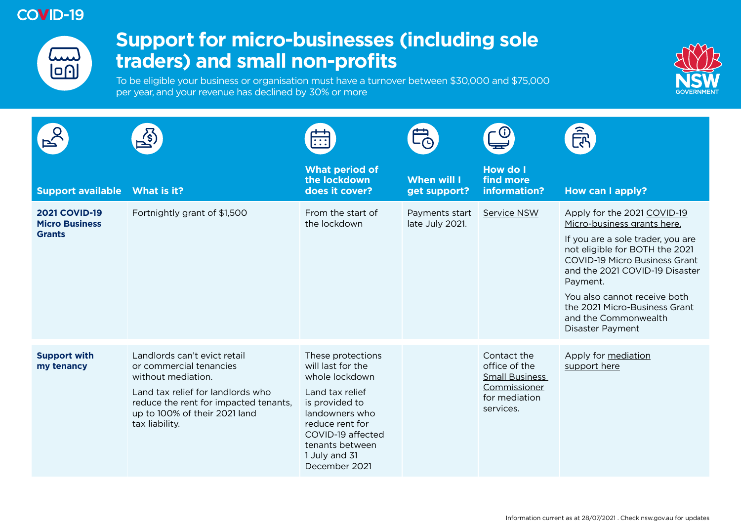COVID-19

# Support for micro-businesses (including sole traders) and small non-profits

To be eligible your business or organisation must have a turnover between $30,000 and $75,000 per year, and your revenue has declined by 30% or more

| Support available | What is it? | What period of the lockdown does it cover? | When will I get support? | How do I find more information? | How can I apply? |
|---|---|---|---|---|---|
| **2021 COVID-19 Micro Business Grants** | Fortnightly grant of $1,500 | From the start of the lockdown | Payments start late July 2021. | Service NSW | Apply for the 2021 COVID-19 Micro-business grants here.<br><br>If you are a sole trader, you are not eligible for BOTH the 2021 COVID-19 Micro Business Grant and the 2021 COVID-19 Disaster Payment.<br><br>You also cannot receive both the 2021 Micro-Business Grant and the Commonwealth Disaster Payment |
| **Support with my tenancy** | Landlords can't evict retail or commercial tenancies without mediation.<br><br>Land tax relief for landlords who reduce the rent for impacted tenants, up to 100% of their 2021 land tax liability. | These protections will last for the whole lockdown<br><br>Land tax relief is provided to landowners who reduce rent for COVID-19 affected tenants between 1 July and 31 December 2021 | | Contact the office of the Small Business Commissioner for mediation services. | Apply for mediation support here |

Information current as at 28/07/2021 . Check nsw.gov.au for updates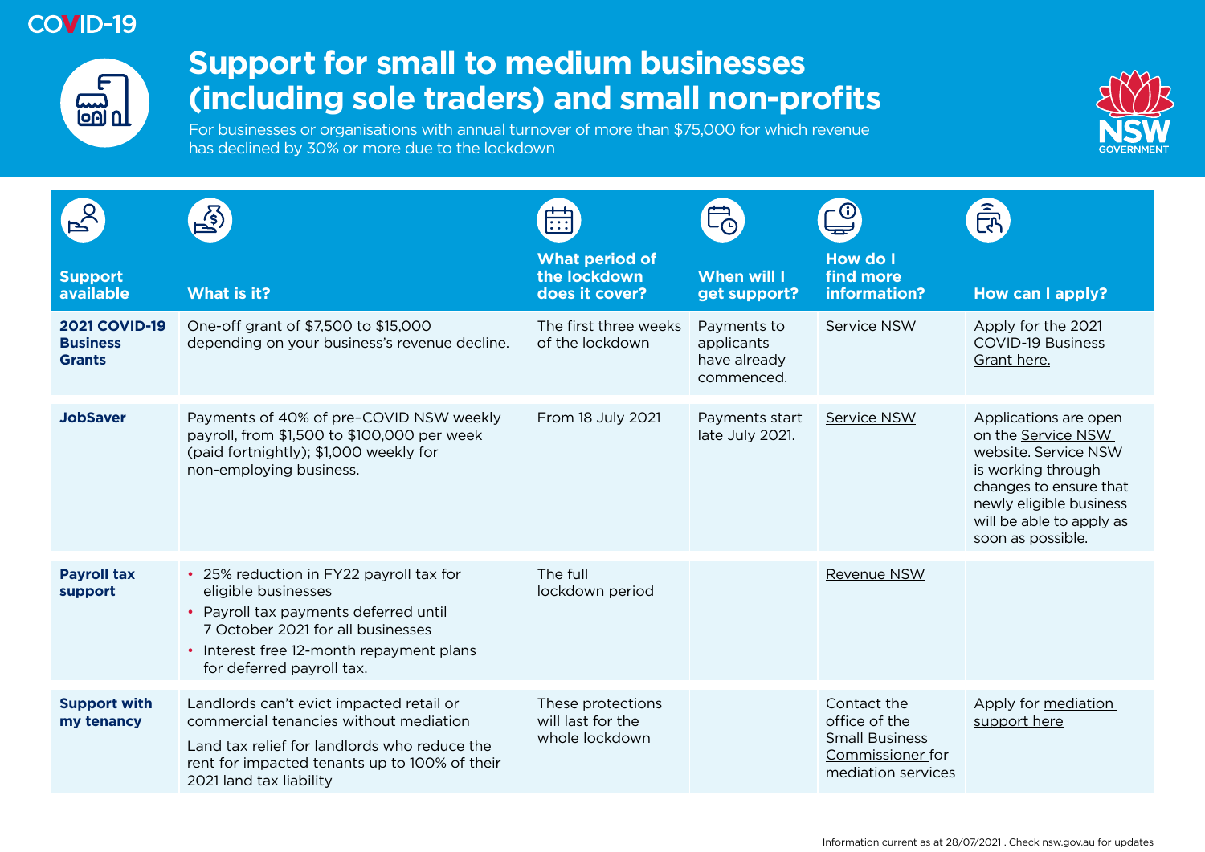COVID-19

# Support for small to medium businesses (including sole traders) and small non-profits

For businesses or organisations with annual turnover of more than $75,000 for which revenue has declined by 30% or more due to the lockdown

| Support available | What is it? | What period of the lockdown does it cover? | When will I get support? | How do I find more information? | How can I apply? |
|---|---|---|---|---|---|
| **2021 COVID-19 Business Grants** | One-off grant of $7,500 to $15,000 depending on your business's revenue decline. | The first three weeks of the lockdown | Payments to applicants have already commenced. | Service NSW | Apply for the 2021 COVID-19 Business Grant here. |
| **JobSaver** | Payments of 40% of pre–COVID NSW weekly payroll, from $1,500 to $100,000 per week (paid fortnightly); $1,000 weekly for non-employing business. | From 18 July 2021 | Payments start late July 2021. | Service NSW | Applications are open on the Service NSW website. Service NSW is working through changes to ensure that newly eligible business will be able to apply as soon as possible. |
| **Payroll tax support** | • 25% reduction in FY22 payroll tax for eligible businesses<br>• Payroll tax payments deferred until 7 October 2021 for all businesses<br>• Interest free 12-month repayment plans for deferred payroll tax. | The full lockdown period | | Revenue NSW | |
| **Support with my tenancy** | Landlords can't evict impacted retail or commercial tenancies without mediation<br><br>Land tax relief for landlords who reduce the rent for impacted tenants up to 100% of their 2021 land tax liability | These protections will last for the whole lockdown | | Contact the office of the Small Business Commissioner for mediation services | Apply for mediation support here |

Information current as at 28/07/2021 . Check nsw.gov.au for updates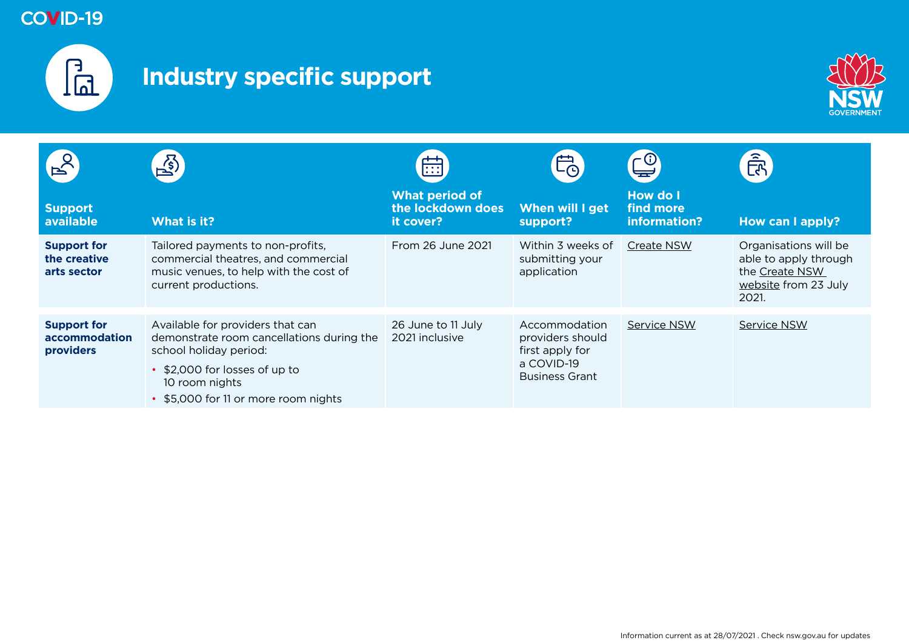COVID-19

# Industry specific support

| Support available | What is it? | What period of the lockdown does it cover? | When will I get support? | How do I find more information? | How can I apply? |
|---|---|---|---|---|---|
| **Support for the creative arts sector** | Tailored payments to non-profits, commercial theatres, and commercial music venues, to help with the cost of current productions. | From 26 June 2021 | Within 3 weeks of submitting your application | Create NSW | Organisations will be able to apply through the Create NSW website from 23 July 2021. |
| **Support for accommodation providers** | Available for providers that can demonstrate room cancellations during the school holiday period:<br>• $2,000 for losses of up to 10 room nights<br>• $5,000 for 11 or more room nights | 26 June to 11 July 2021 inclusive | Accommodation providers should first apply for a COVID-19 Business Grant | Service NSW | Service NSW |

Information current as at 28/07/2021 . Check nsw.gov.au for updates